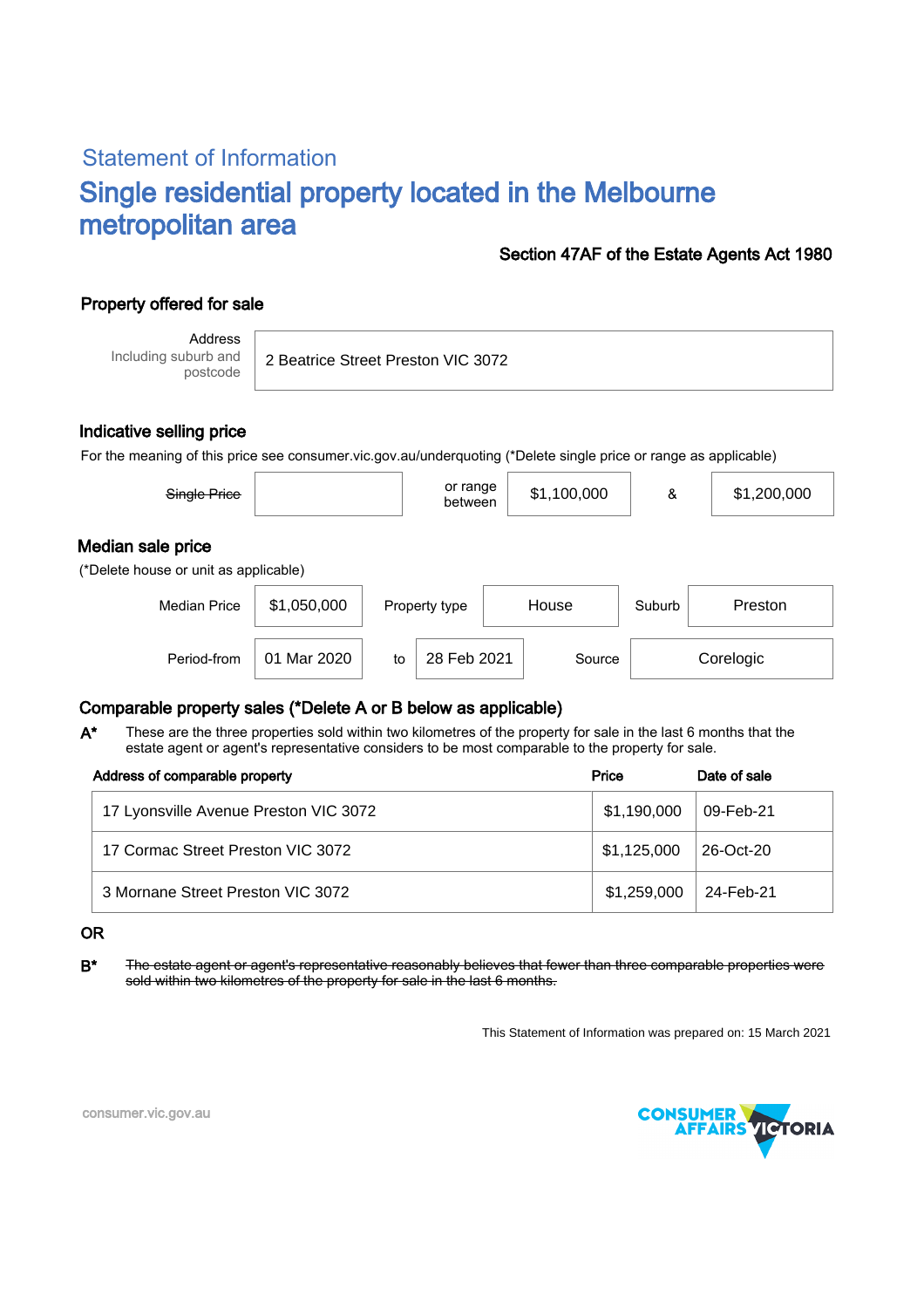## Statement of Information

# Single residential property located in the Melbourne metropolitan area

**Section 47AF of the Estate Agents Act 1980**

### Property offered for sale

| Address Including suburb and postcode | 2 Beatrice Street Preston VIC 3072 |
|---|---|

### Indicative selling price

For the meaning of this price see consumer.vic.gov.au/underquoting (*Delete single price or range as applicable)

| ~~Single Price~~ | | or range between | $1,100,000 | & | $1,200,000 |
|---|---|---|---|---|---|

### Median sale price

(*Delete house or unit as applicable)

| Median Price | $1,050,000 | Property type | House | Suburb | Preston |
|---|---|---|---|---|---|
| Period-from | 01 Mar 2020 | to | 28 Feb 2021 | Source | Corelogic |

### Comparable property sales (*Delete A or B below as applicable)

**A*** These are the three properties sold within two kilometres of the property for sale in the last 6 months that the estate agent or agent's representative considers to be most comparable to the property for sale.

| Address of comparable property | Price | Date of sale |
|---|---|---|
| 17 Lyonsville Avenue Preston VIC 3072 | $1,190,000 | 09-Feb-21 |
| 17 Cormac Street Preston VIC 3072 | $1,125,000 | 26-Oct-20 |
| 3 Mornane Street Preston VIC 3072 | $1,259,000 | 24-Feb-21 |

**OR**

**B*** ~~The estate agent or agent's representative reasonably believes that fewer than three comparable properties were sold within two kilometres of the property for sale in the last 6 months.~~

This Statement of Information was prepared on: 15 March 2021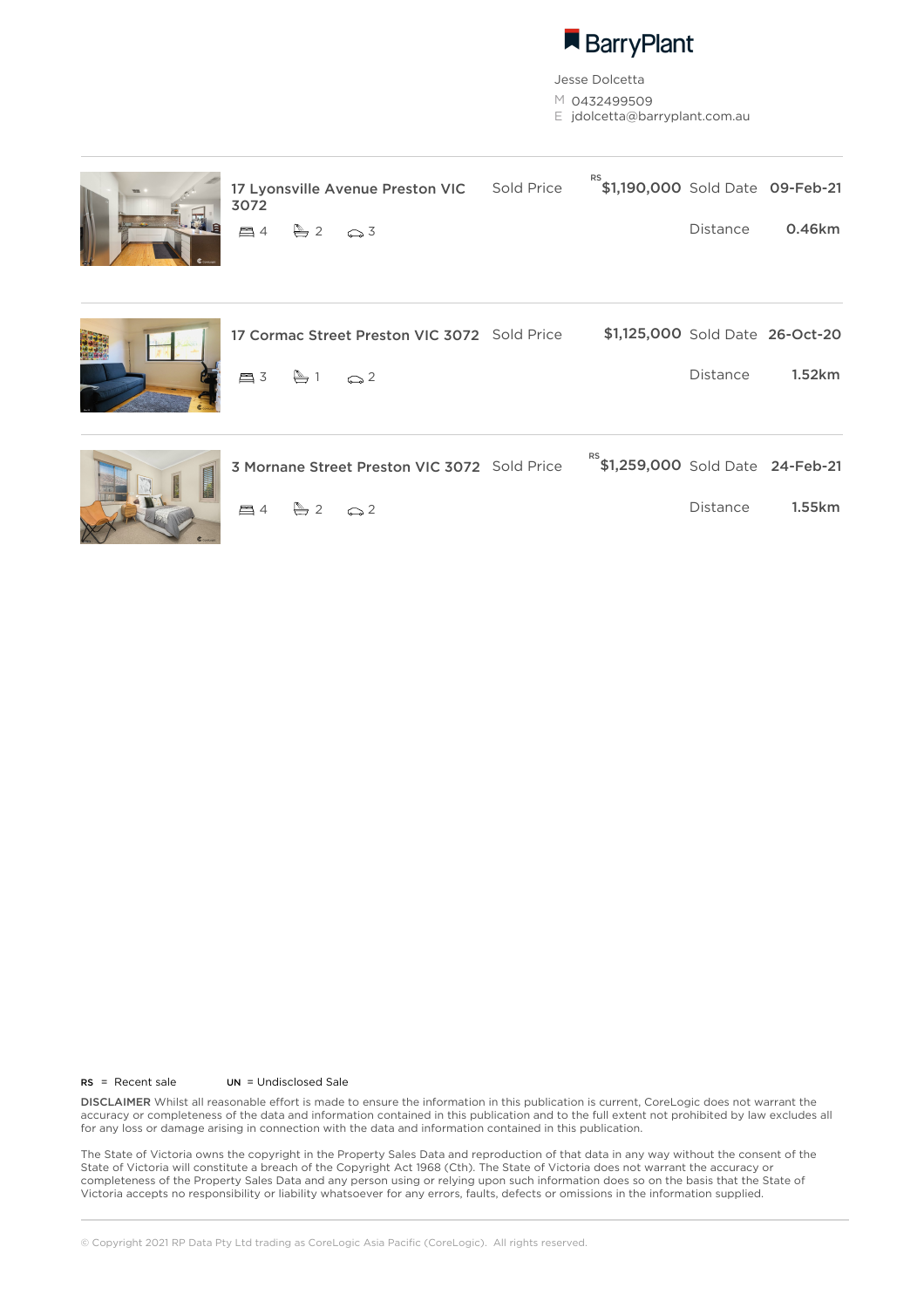BarryPlant

Jesse Dolcetta
M 0432499509
E jdolcetta@barryplant.com.au

| | | | | | |
|---|---|---|---|---|---|
| 17 Lyonsville Avenue Preston VIC 3072 | Sold Price | RS $1,190,000 | Sold Date | 09-Feb-21 |
| 4 bed, 2 bath, 3 car | | | Distance | 0.46km |
| 17 Cormac Street Preston VIC 3072 | Sold Price | $1,125,000 | Sold Date | 26-Oct-20 |
| 3 bed, 1 bath, 2 car | | | Distance | 1.52km |
| 3 Mornane Street Preston VIC 3072 | Sold Price | RS $1,259,000 | Sold Date | 24-Feb-21 |
| 4 bed, 2 bath, 2 car | | | Distance | 1.55km |

**RS** = Recent sale **UN** = Undisclosed Sale

**DISCLAIMER** Whilst all reasonable effort is made to ensure the information in this publication is current, CoreLogic does not warrant the accuracy or completeness of the data and information contained in this publication and to the full extent not prohibited by law excludes all for any loss or damage arising in connection with the data and information contained in this publication.

The State of Victoria owns the copyright in the Property Sales Data and reproduction of that data in any way without the consent of the State of Victoria will constitute a breach of the Copyright Act 1968 (Cth). The State of Victoria does not warrant the accuracy or completeness of the Property Sales Data and any person using or relying upon such information does so on the basis that the State of Victoria accepts no responsibility or liability whatsoever for any errors, faults, defects or omissions in the information supplied.

© Copyright 2021 RP Data Pty Ltd trading as CoreLogic Asia Pacific (CoreLogic). All rights reserved.